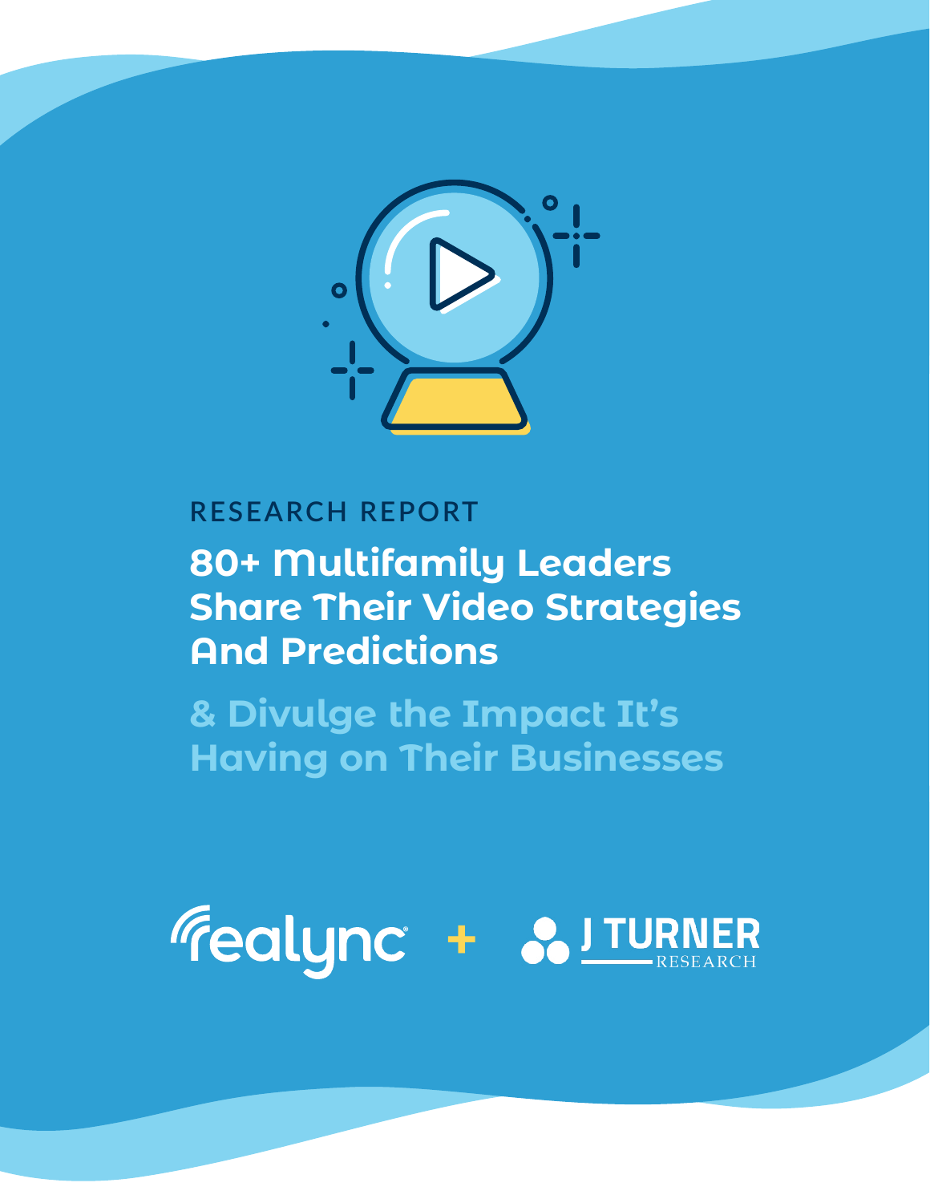RESEARCH REPORT

# 80+ Multifamily Leaders Share Their Video Strategies And Predictions

## & Divulge the Impact It's Having on Their Businesses

realync + J TURNER RESEARCH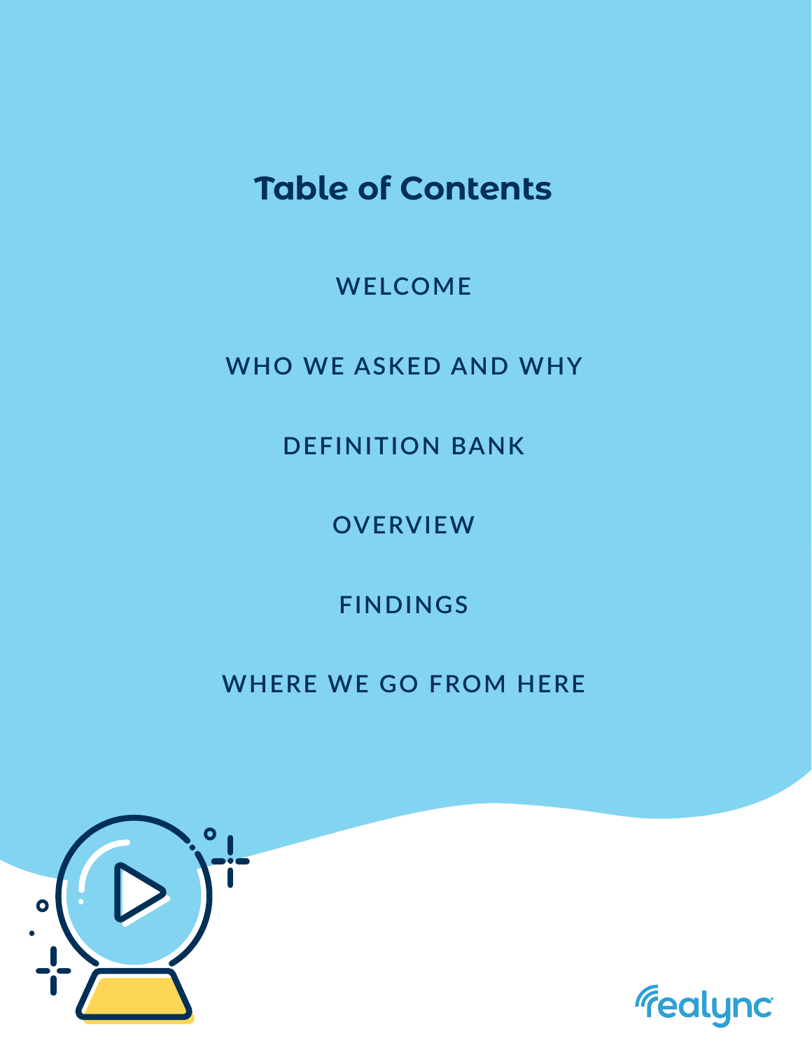# Table of Contents

WELCOME

WHO WE ASKED AND WHY

DEFINITION BANK

OVERVIEW

FINDINGS

WHERE WE GO FROM HERE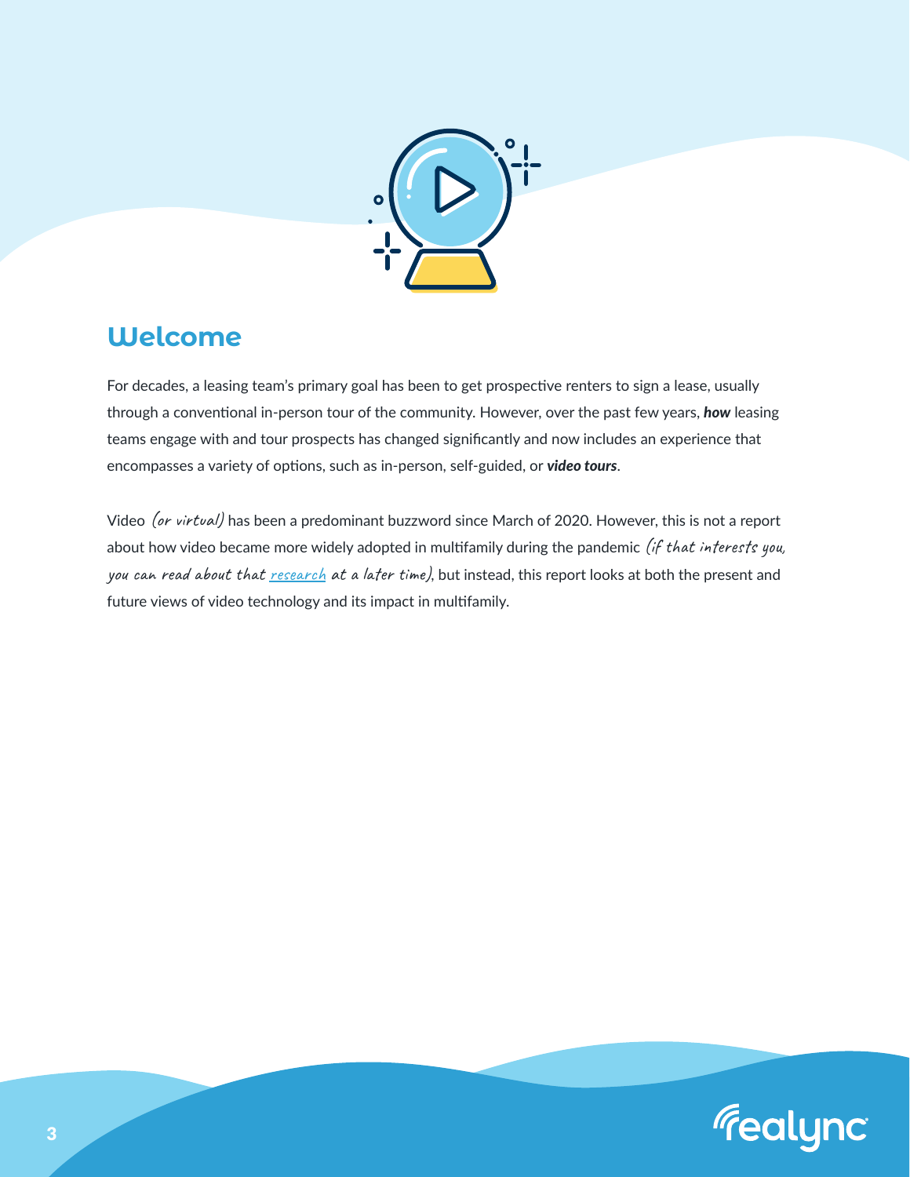# Welcome

For decades, a leasing team's primary goal has been to get prospective renters to sign a lease, usually through a conventional in-person tour of the community. However, over the past few years, ***how*** leasing teams engage with and tour prospects has changed significantly and now includes an experience that encompasses a variety of options, such as in-person, self-guided, or ***video tours***.

Video *(or virtual)* has been a predominant buzzword since March of 2020. However, this is not a report about how video became more widely adopted in multifamily during the pandemic *(if that interests you, you can read about that research at a later time)*, but instead, this report looks at both the present and future views of video technology and its impact in multifamily.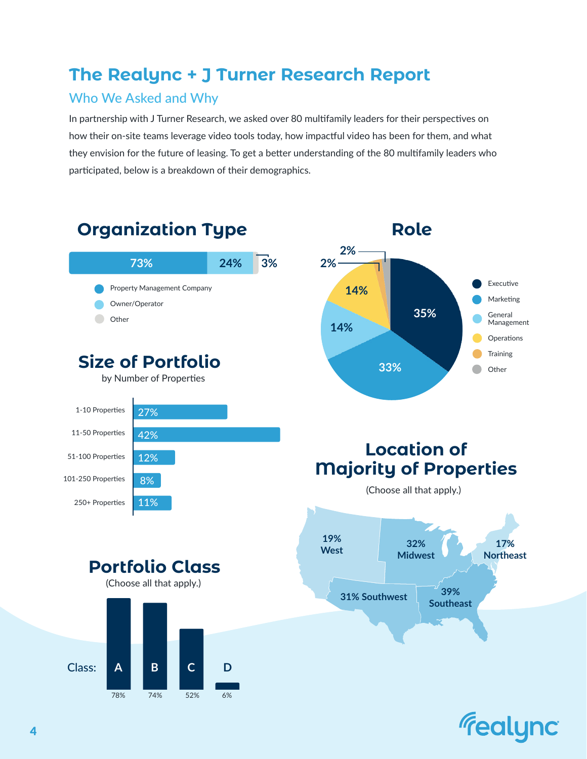# The Realync + J Turner Research Report

## Who We Asked and Why

In partnership with J Turner Research, we asked over 80 multifamily leaders for their perspectives on how their on-site teams leverage video tools today, how impactful video has been for them, and what they envision for the future of leasing. To get a better understanding of the 80 multifamily leaders who participated, below is a breakdown of their demographics.

### Organization Type

73%
24%
3%

Property Management Company
Owner/Operator
Other

### Role

35%
33%
14%
14%
2%
2%

Executive
Marketing
General Management
Operations
Training
Other

### Size of Portfolio

by Number of Properties

1-10 Properties 27%
11-50 Properties 42%
51-100 Properties 12%
101-250 Properties 8%
250+ Properties 11%

### Location of Majority of Properties

(Choose all that apply.)

19% West
32% Midwest
17% Northeast
31% Southwest
39% Southeast

### Portfolio Class

(Choose all that apply.)

Class: A B C D

78% 74% 52% 6%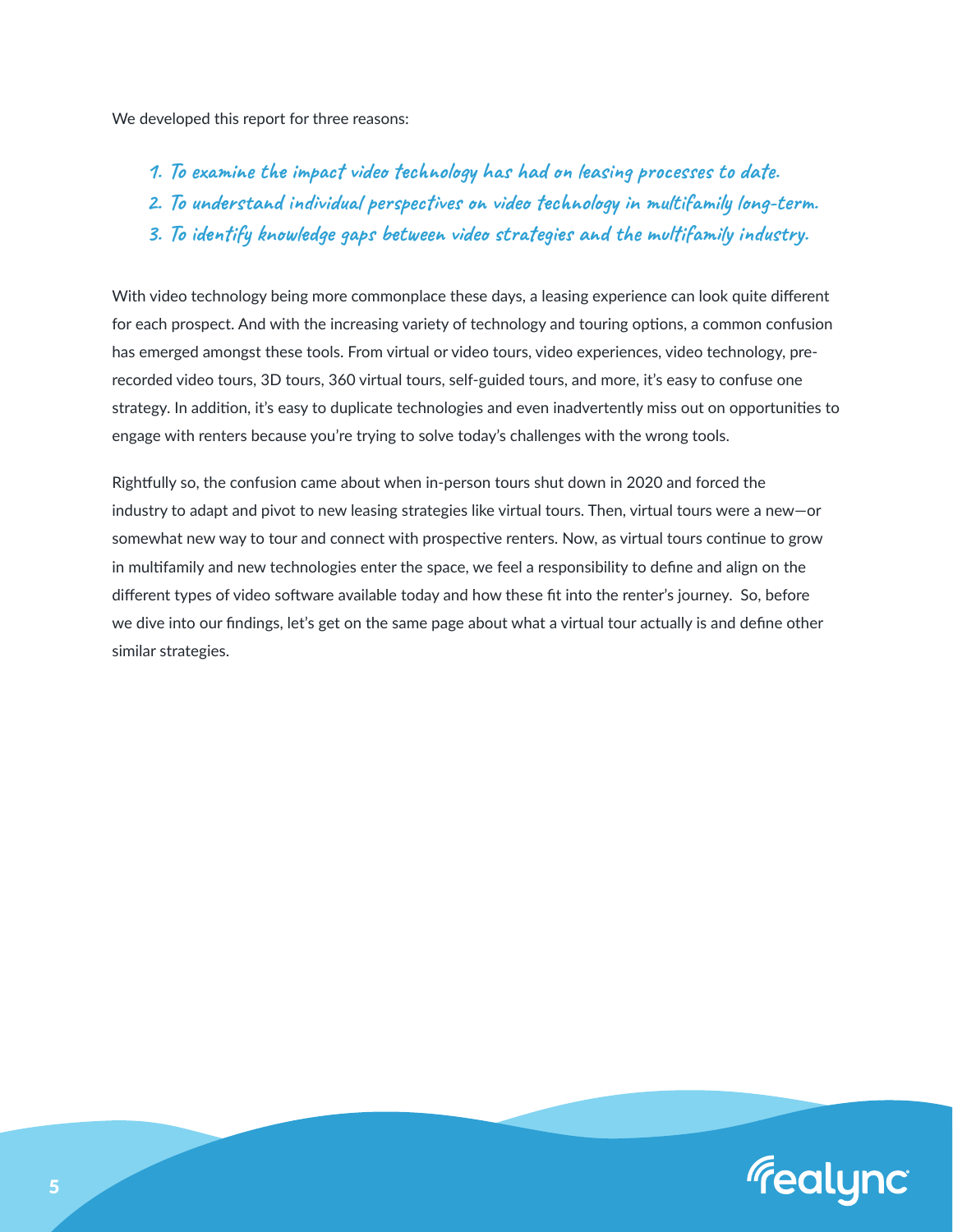We developed this report for three reasons:

1. *To examine the impact video technology has had on leasing processes to date.*
2. *To understand individual perspectives on video technology in multifamily long-term.*
3. *To identify knowledge gaps between video strategies and the multifamily industry.*

With video technology being more commonplace these days, a leasing experience can look quite different for each prospect. And with the increasing variety of technology and touring options, a common confusion has emerged amongst these tools. From virtual or video tours, video experiences, video technology, pre-recorded video tours, 3D tours, 360 virtual tours, self-guided tours, and more, it's easy to confuse one strategy. In addition, it's easy to duplicate technologies and even inadvertently miss out on opportunities to engage with renters because you're trying to solve today's challenges with the wrong tools.

Rightfully so, the confusion came about when in-person tours shut down in 2020 and forced the industry to adapt and pivot to new leasing strategies like virtual tours. Then, virtual tours were a new—or somewhat new way to tour and connect with prospective renters. Now, as virtual tours continue to grow in multifamily and new technologies enter the space, we feel a responsibility to define and align on the different types of video software available today and how these fit into the renter's journey. So, before we dive into our findings, let's get on the same page about what a virtual tour actually is and define other similar strategies.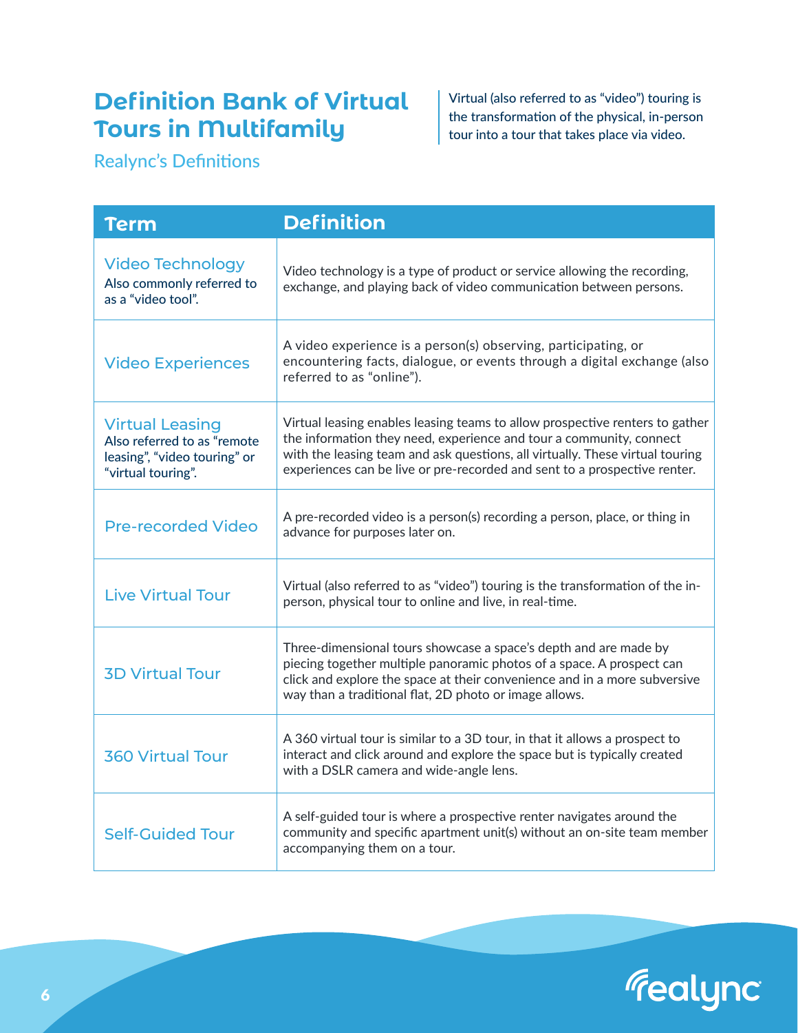# Definition Bank of Virtual Tours in Multifamily

## Realync's Definitions

Virtual (also referred to as "video") touring is the transformation of the physical, in-person tour into a tour that takes place via video.

| Term | Definition |
|---|---|
| **Video Technology** Also commonly referred to as a "video tool". | Video technology is a type of product or service allowing the recording, exchange, and playing back of video communication between persons. |
| **Video Experiences** | A video experience is a person(s) observing, participating, or encountering facts, dialogue, or events through a digital exchange (also referred to as "online"). |
| **Virtual Leasing** Also referred to as "remote leasing", "video touring" or "virtual touring". | Virtual leasing enables leasing teams to allow prospective renters to gather the information they need, experience and tour a community, connect with the leasing team and ask questions, all virtually. These virtual touring experiences can be live or pre-recorded and sent to a prospective renter. |
| **Pre-recorded Video** | A pre-recorded video is a person(s) recording a person, place, or thing in advance for purposes later on. |
| **Live Virtual Tour** | Virtual (also referred to as "video") touring is the transformation of the in-person, physical tour to online and live, in real-time. |
| **3D Virtual Tour** | Three-dimensional tours showcase a space's depth and are made by piecing together multiple panoramic photos of a space. A prospect can click and explore the space at their convenience and in a more subversive way than a traditional flat, 2D photo or image allows. |
| **360 Virtual Tour** | A 360 virtual tour is similar to a 3D tour, in that it allows a prospect to interact and click around and explore the space but is typically created with a DSLR camera and wide-angle lens. |
| **Self-Guided Tour** | A self-guided tour is where a prospective renter navigates around the community and specific apartment unit(s) without an on-site team member accompanying them on a tour. |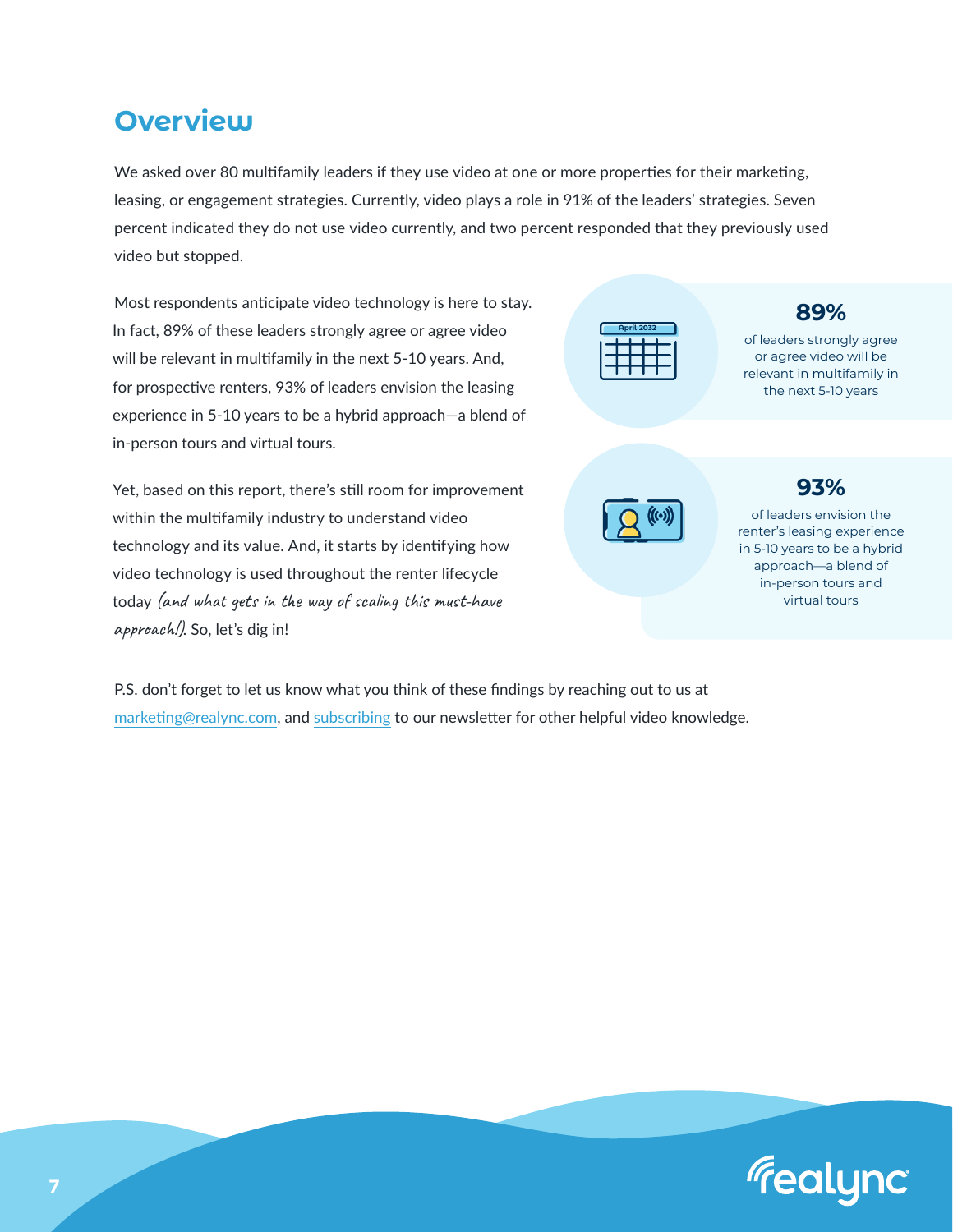## Overview

We asked over 80 multifamily leaders if they use video at one or more properties for their marketing, leasing, or engagement strategies. Currently, video plays a role in 91% of the leaders' strategies. Seven percent indicated they do not use video currently, and two percent responded that they previously used video but stopped.

Most respondents anticipate video technology is here to stay. In fact, 89% of these leaders strongly agree or agree video will be relevant in multifamily in the next 5-10 years. And, for prospective renters, 93% of leaders envision the leasing experience in 5-10 years to be a hybrid approach—a blend of in-person tours and virtual tours.

Yet, based on this report, there's still room for improvement within the multifamily industry to understand video technology and its value. And, it starts by identifying how video technology is used throughout the renter lifecycle today *(and what gets in the way of scaling this must-have approach!)*. So, let's dig in!

**89%**

of leaders strongly agree or agree video will be relevant in multifamily in the next 5-10 years

**93%**

of leaders envision the renter's leasing experience in 5-10 years to be a hybrid approach—a blend of in-person tours and virtual tours

P.S. don't forget to let us know what you think of these findings by reaching out to us at marketing@realync.com, and subscribing to our newsletter for other helpful video knowledge.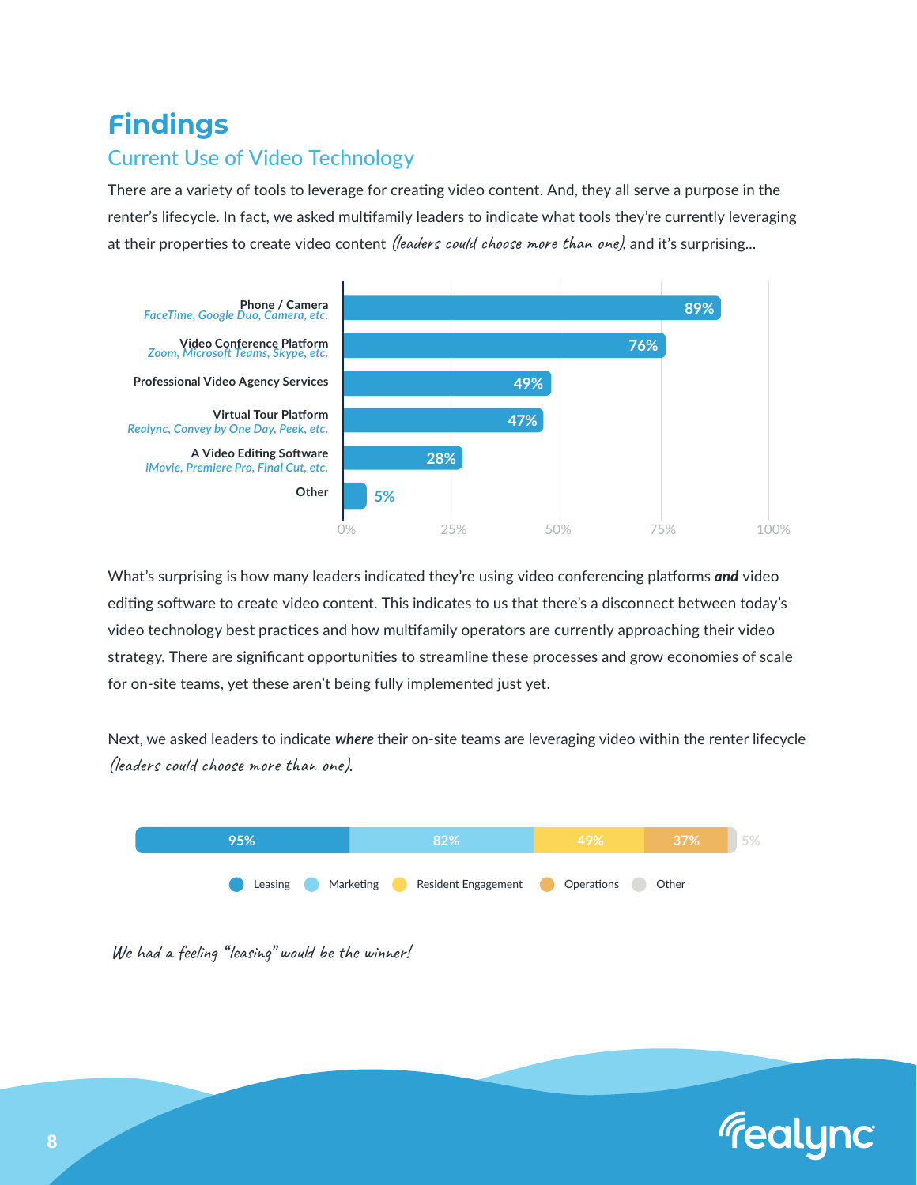# Findings

## Current Use of Video Technology

There are a variety of tools to leverage for creating video content. And, they all serve a purpose in the renter's lifecycle. In fact, we asked multifamily leaders to indicate what tools they're currently leveraging at their properties to create video content *(leaders could choose more than one)*, and it's surprising...

Phone / Camera
*FaceTime, Google Duo, Camera, etc.*
89%

Video Conference Platform
*Zoom, Microsoft Teams, Skype, etc.*
76%

Professional Video Agency Services
49%

Virtual Tour Platform
*Realync, Convey by One Day, Peek, etc.*
47%

A Video Editing Software
*iMovie, Premiere Pro, Final Cut, etc.*
28%

Other
5%

0% 25% 50% 75% 100%

What's surprising is how many leaders indicated they're using video conferencing platforms ***and*** video editing software to create video content. This indicates to us that there's a disconnect between today's video technology best practices and how multifamily operators are currently approaching their video strategy. There are significant opportunities to streamline these processes and grow economies of scale for on-site teams, yet these aren't being fully implemented just yet.

Next, we asked leaders to indicate ***where*** their on-site teams are leveraging video within the renter lifecycle *(leaders could choose more than one)*.

95% 82% 49% 37% 5%

Leasing Marketing Resident Engagement Operations Other

*We had a feeling "leasing" would be the winner!*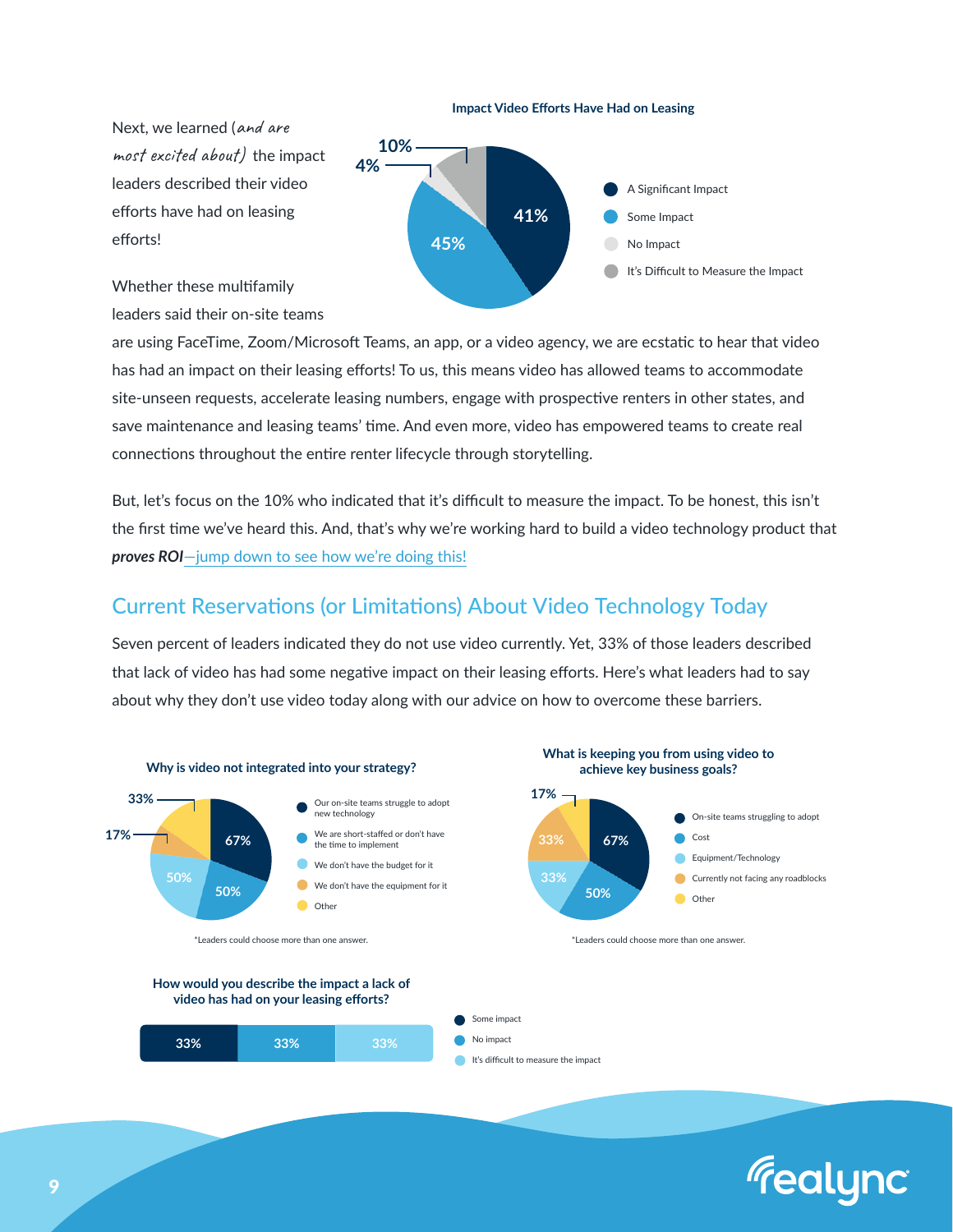Next, we learned *(and are most excited about)* the impact leaders described their video efforts have had on leasing efforts!

**Impact Video Efforts Have Had on Leasing**

10%
4%
41%
45%

A Significant Impact
Some Impact
No Impact
It's Difficult to Measure the Impact

Whether these multifamily leaders said their on-site teams are using FaceTime, Zoom/Microsoft Teams, an app, or a video agency, we are ecstatic to hear that video has had an impact on their leasing efforts! To us, this means video has allowed teams to accommodate site-unseen requests, accelerate leasing numbers, engage with prospective renters in other states, and save maintenance and leasing teams' time. And even more, video has empowered teams to create real connections throughout the entire renter lifecycle through storytelling.

But, let's focus on the 10% who indicated that it's difficult to measure the impact. To be honest, this isn't the first time we've heard this. And, that's why we're working hard to build a video technology product that ***proves ROI***—jump down to see how we're doing this!

## Current Reservations (or Limitations) About Video Technology Today

Seven percent of leaders indicated they do not use video currently. Yet, 33% of those leaders described that lack of video has had some negative impact on their leasing efforts. Here's what leaders had to say about why they don't use video today along with our advice on how to overcome these barriers.

**Why is video not integrated into your strategy?**

33%
17%
67%
50%
50%

Our on-site teams struggle to adopt new technology
We are short-staffed or don't have the time to implement
We don't have the budget for it
We don't have the equipment for it
Other

*Leaders could choose more than one answer.

**What is keeping you from using video to achieve key business goals?**

17%
33%
67%
33%
50%

On-site teams struggling to adopt
Cost
Equipment/Technology
Currently not facing any roadblocks
Other

*Leaders could choose more than one answer.

**How would you describe the impact a lack of video has had on your leasing efforts?**

33%
33%
33%

Some impact
No impact
It's difficult to measure the impact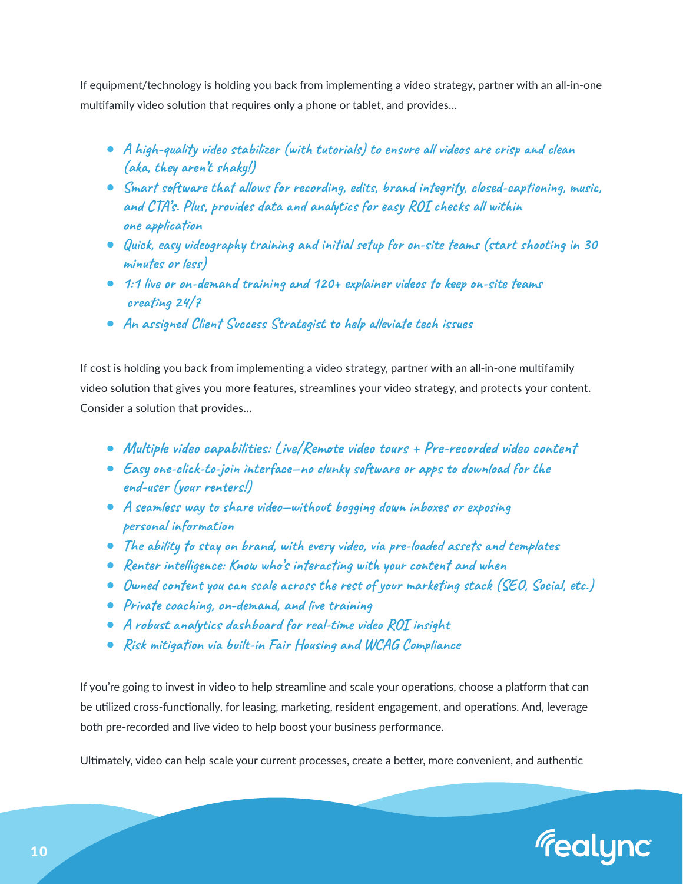If equipment/technology is holding you back from implementing a video strategy, partner with an all-in-one multifamily video solution that requires only a phone or tablet, and provides...

- *A high-quality video stabilizer (with tutorials) to ensure all videos are crisp and clean (aka, they aren't shaky!)*
- *Smart software that allows for recording, edits, brand integrity, closed-captioning, music, and CTA's. Plus, provides data and analytics for easy ROI checks all within one application*
- *Quick, easy videography training and initial setup for on-site teams (start shooting in 30 minutes or less)*
- *1:1 live or on-demand training and 120+ explainer videos to keep on-site teams creating 24/7*
- *An assigned Client Success Strategist to help alleviate tech issues*

If cost is holding you back from implementing a video strategy, partner with an all-in-one multifamily video solution that gives you more features, streamlines your video strategy, and protects your content. Consider a solution that provides...

- *Multiple video capabilities: Live/Remote video tours + Pre-recorded video content*
- *Easy one-click-to-join interface—no clunky software or apps to download for the end-user (your renters!)*
- *A seamless way to share video—without bogging down inboxes or exposing personal information*
- *The ability to stay on brand, with every video, via pre-loaded assets and templates*
- *Renter intelligence: Know who's interacting with your content and when*
- *Owned content you can scale across the rest of your marketing stack (SEO, Social, etc.)*
- *Private coaching, on-demand, and live training*
- *A robust analytics dashboard for real-time video ROI insight*
- *Risk mitigation via built-in Fair Housing and WCAG Compliance*

If you're going to invest in video to help streamline and scale your operations, choose a platform that can be utilized cross-functionally, for leasing, marketing, resident engagement, and operations. And, leverage both pre-recorded and live video to help boost your business performance.

Ultimately, video can help scale your current processes, create a better, more convenient, and authentic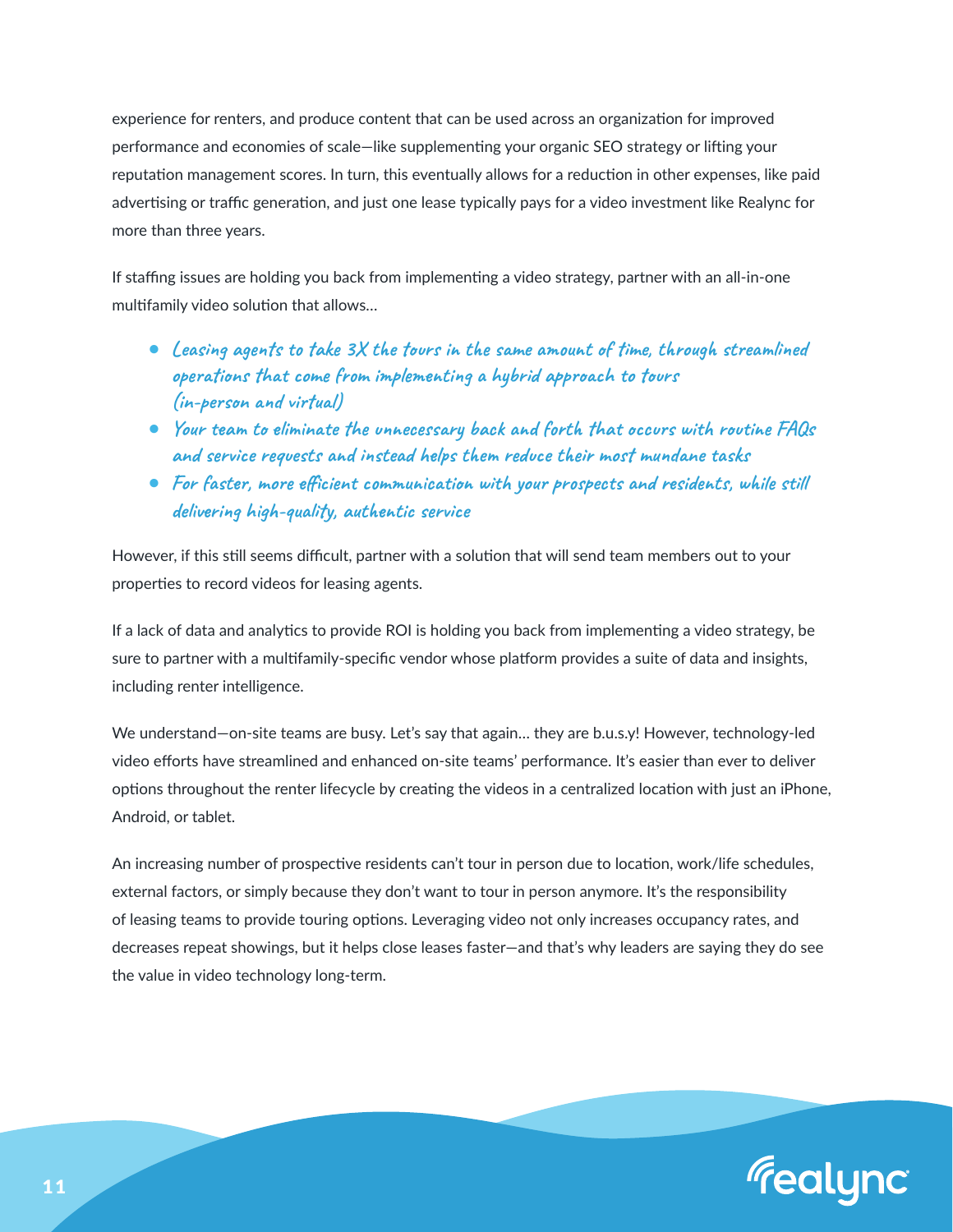experience for renters, and produce content that can be used across an organization for improved performance and economies of scale—like supplementing your organic SEO strategy or lifting your reputation management scores. In turn, this eventually allows for a reduction in other expenses, like paid advertising or traffic generation, and just one lease typically pays for a video investment like Realync for more than three years.

If staffing issues are holding you back from implementing a video strategy, partner with an all-in-one multifamily video solution that allows...

- *Leasing agents to take 3X the tours in the same amount of time, through streamlined operations that come from implementing a hybrid approach to tours (in-person and virtual)*
- *Your team to eliminate the unnecessary back and forth that occurs with routine FAQs and service requests and instead helps them reduce their most mundane tasks*
- *For faster, more efficient communication with your prospects and residents, while still delivering high-quality, authentic service*

However, if this still seems difficult, partner with a solution that will send team members out to your properties to record videos for leasing agents.

If a lack of data and analytics to provide ROI is holding you back from implementing a video strategy, be sure to partner with a multifamily-specific vendor whose platform provides a suite of data and insights, including renter intelligence.

We understand—on-site teams are busy. Let's say that again... they are b.u.s.y! However, technology-led video efforts have streamlined and enhanced on-site teams' performance. It's easier than ever to deliver options throughout the renter lifecycle by creating the videos in a centralized location with just an iPhone, Android, or tablet.

An increasing number of prospective residents can't tour in person due to location, work/life schedules, external factors, or simply because they don't want to tour in person anymore. It's the responsibility of leasing teams to provide touring options. Leveraging video not only increases occupancy rates, and decreases repeat showings, but it helps close leases faster—and that's why leaders are saying they do see the value in video technology long-term.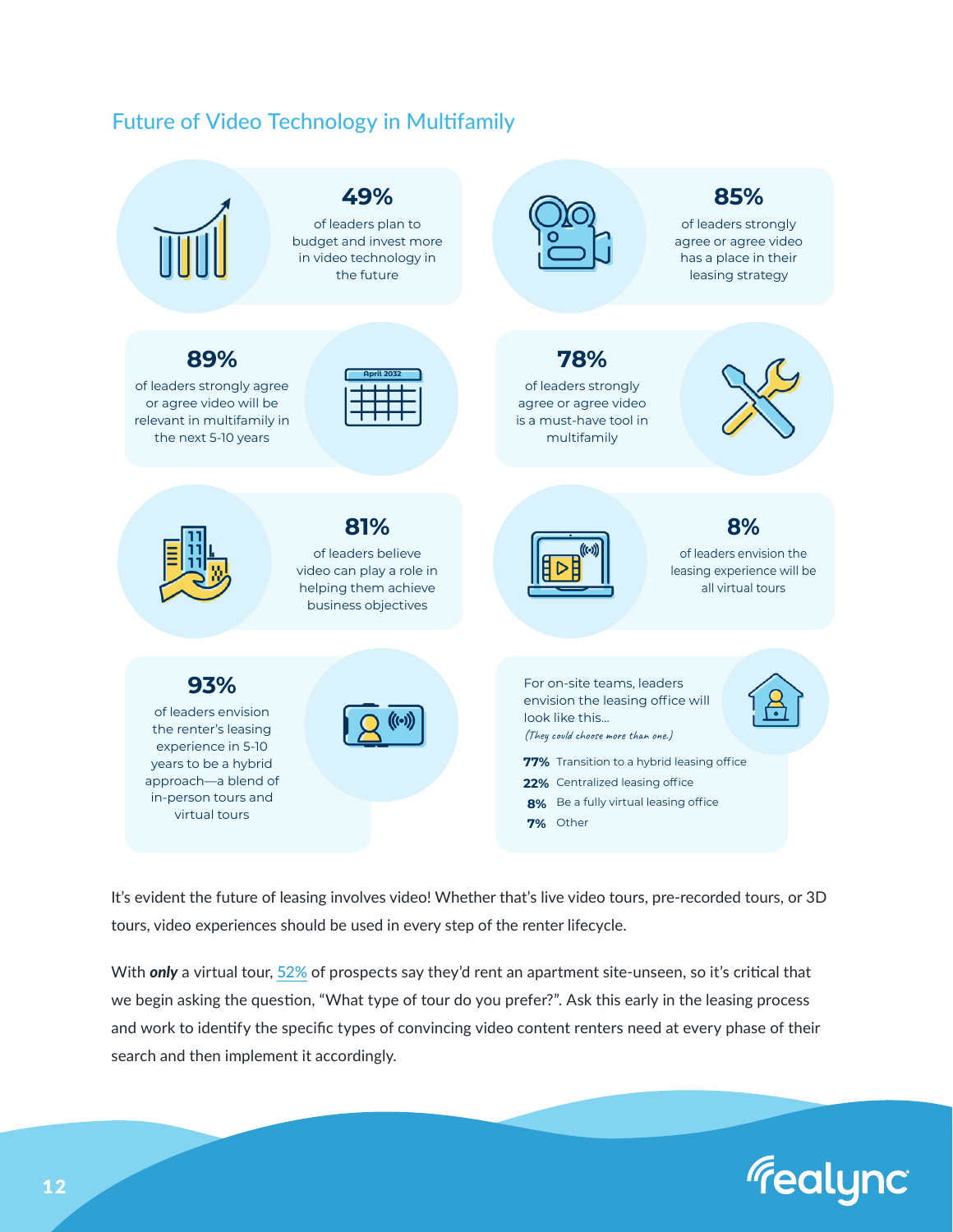## Future of Video Technology in Multifamily

**49%**

of leaders plan to budget and invest more in video technology in the future

**85%**

of leaders strongly agree or agree video has a place in their leasing strategy

**89%**

of leaders strongly agree or agree video will be relevant in multifamily in the next 5-10 years

**78%**

of leaders strongly agree or agree video is a must-have tool in multifamily

**81%**

of leaders believe video can play a role in helping them achieve business objectives

**8%**

of leaders envision the leasing experience will be all virtual tours

**93%**

of leaders envision the renter's leasing experience in 5-10 years to be a hybrid approach—a blend of in-person tours and virtual tours

For on-site teams, leaders envision the leasing office will look like this...

*(They could choose more than one.)*

- **77%** Transition to a hybrid leasing office
- **22%** Centralized leasing office
- **8%** Be a fully virtual leasing office
- **7%** Other

It's evident the future of leasing involves video! Whether that's live video tours, pre-recorded tours, or 3D tours, video experiences should be used in every step of the renter lifecycle.

With ***only*** a virtual tour, 52% of prospects say they'd rent an apartment site-unseen, so it's critical that we begin asking the question, "What type of tour do you prefer?". Ask this early in the leasing process and work to identify the specific types of convincing video content renters need at every phase of their search and then implement it accordingly.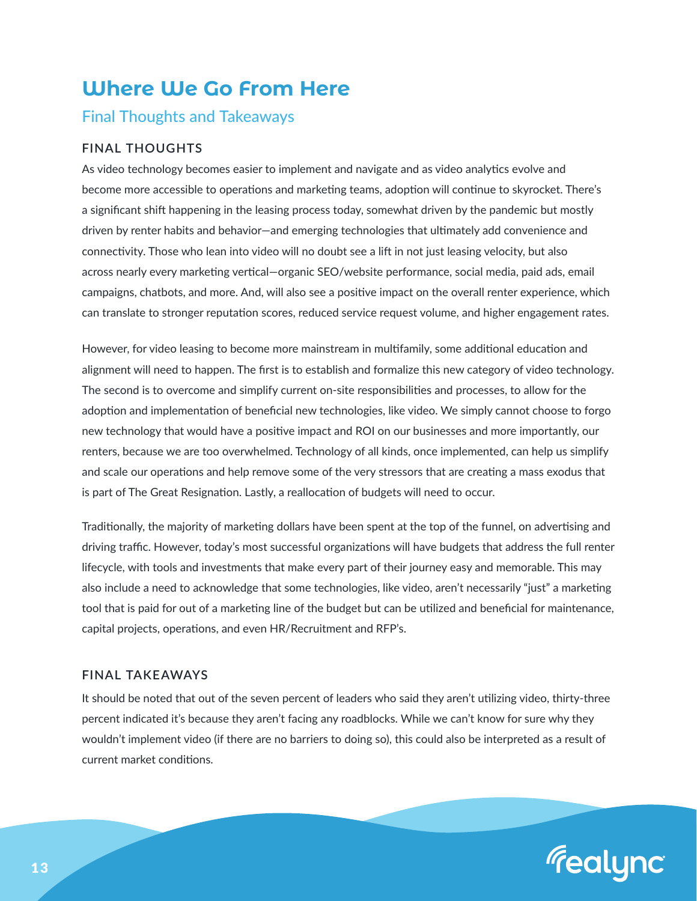# Where We Go From Here

## Final Thoughts and Takeaways

### FINAL THOUGHTS

As video technology becomes easier to implement and navigate and as video analytics evolve and become more accessible to operations and marketing teams, adoption will continue to skyrocket. There's a significant shift happening in the leasing process today, somewhat driven by the pandemic but mostly driven by renter habits and behavior—and emerging technologies that ultimately add convenience and connectivity. Those who lean into video will no doubt see a lift in not just leasing velocity, but also across nearly every marketing vertical—organic SEO/website performance, social media, paid ads, email campaigns, chatbots, and more. And, will also see a positive impact on the overall renter experience, which can translate to stronger reputation scores, reduced service request volume, and higher engagement rates.

However, for video leasing to become more mainstream in multifamily, some additional education and alignment will need to happen. The first is to establish and formalize this new category of video technology. The second is to overcome and simplify current on-site responsibilities and processes, to allow for the adoption and implementation of beneficial new technologies, like video. We simply cannot choose to forgo new technology that would have a positive impact and ROI on our businesses and more importantly, our renters, because we are too overwhelmed. Technology of all kinds, once implemented, can help us simplify and scale our operations and help remove some of the very stressors that are creating a mass exodus that is part of The Great Resignation. Lastly, a reallocation of budgets will need to occur.

Traditionally, the majority of marketing dollars have been spent at the top of the funnel, on advertising and driving traffic. However, today's most successful organizations will have budgets that address the full renter lifecycle, with tools and investments that make every part of their journey easy and memorable. This may also include a need to acknowledge that some technologies, like video, aren't necessarily "just" a marketing tool that is paid for out of a marketing line of the budget but can be utilized and beneficial for maintenance, capital projects, operations, and even HR/Recruitment and RFP's.

### FINAL TAKEAWAYS

It should be noted that out of the seven percent of leaders who said they aren't utilizing video, thirty-three percent indicated it's because they aren't facing any roadblocks. While we can't know for sure why they wouldn't implement video (if there are no barriers to doing so), this could also be interpreted as a result of current market conditions.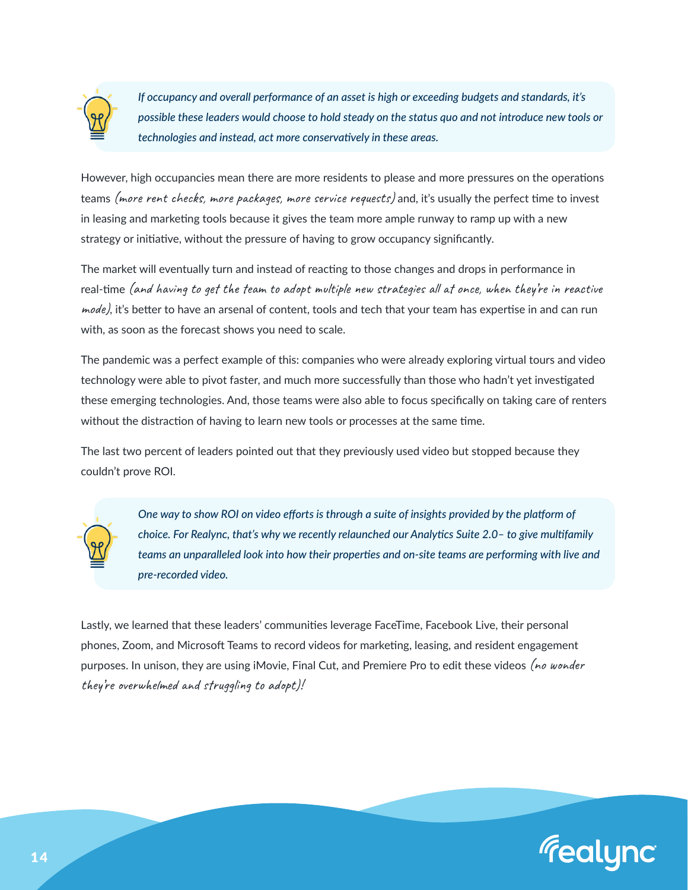*If occupancy and overall performance of an asset is high or exceeding budgets and standards, it's possible these leaders would choose to hold steady on the status quo and not introduce new tools or technologies and instead, act more conservatively in these areas.*

However, high occupancies mean there are more residents to please and more pressures on the operations teams *(more rent checks, more packages, more service requests)* and, it's usually the perfect time to invest in leasing and marketing tools because it gives the team more ample runway to ramp up with a new strategy or initiative, without the pressure of having to grow occupancy significantly.

The market will eventually turn and instead of reacting to those changes and drops in performance in real-time *(and having to get the team to adopt multiple new strategies all at once, when they're in reactive mode)*, it's better to have an arsenal of content, tools and tech that your team has expertise in and can run with, as soon as the forecast shows you need to scale.

The pandemic was a perfect example of this: companies who were already exploring virtual tours and video technology were able to pivot faster, and much more successfully than those who hadn't yet investigated these emerging technologies. And, those teams were also able to focus specifically on taking care of renters without the distraction of having to learn new tools or processes at the same time.

The last two percent of leaders pointed out that they previously used video but stopped because they couldn't prove ROI.

*One way to show ROI on video efforts is through a suite of insights provided by the platform of choice. For Realync, that's why we recently relaunched our Analytics Suite 2.0– to give multifamily teams an unparalleled look into how their properties and on-site teams are performing with live and pre-recorded video.*

Lastly, we learned that these leaders' communities leverage FaceTime, Facebook Live, their personal phones, Zoom, and Microsoft Teams to record videos for marketing, leasing, and resident engagement purposes. In unison, they are using iMovie, Final Cut, and Premiere Pro to edit these videos *(no wonder they're overwhelmed and struggling to adopt)!*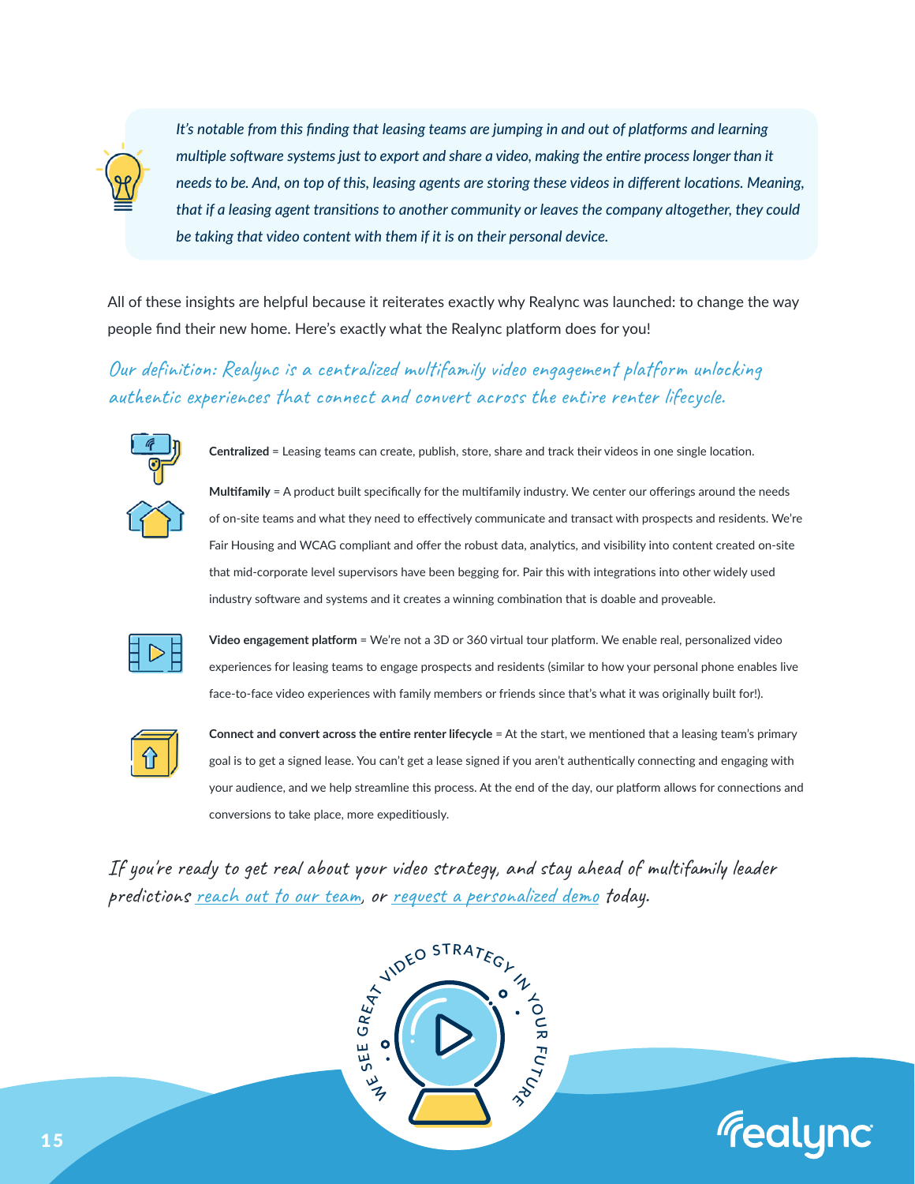*It's notable from this finding that leasing teams are jumping in and out of platforms and learning multiple software systems just to export and share a video, making the entire process longer than it needs to be. And, on top of this, leasing agents are storing these videos in different locations. Meaning, that if a leasing agent transitions to another community or leaves the company altogether, they could be taking that video content with them if it is on their personal device.*

All of these insights are helpful because it reiterates exactly why Realync was launched: to change the way people find their new home. Here's exactly what the Realync platform does for you!

*Our definition: Realync is a centralized multifamily video engagement platform unlocking authentic experiences that connect and convert across the entire renter lifecycle.*

**Centralized** = Leasing teams can create, publish, store, share and track their videos in one single location.

**Multifamily** = A product built specifically for the multifamily industry. We center our offerings around the needs of on-site teams and what they need to effectively communicate and transact with prospects and residents. We're Fair Housing and WCAG compliant and offer the robust data, analytics, and visibility into content created on-site that mid-corporate level supervisors have been begging for. Pair this with integrations into other widely used industry software and systems and it creates a winning combination that is doable and proveable.

**Video engagement platform** = We're not a 3D or 360 virtual tour platform. We enable real, personalized video experiences for leasing teams to engage prospects and residents (similar to how your personal phone enables live face-to-face video experiences with family members or friends since that's what it was originally built for!).

**Connect and convert across the entire renter lifecycle** = At the start, we mentioned that a leasing team's primary goal is to get a signed lease. You can't get a lease signed if you aren't authentically connecting and engaging with your audience, and we help streamline this process. At the end of the day, our platform allows for connections and conversions to take place, more expeditiously.

*If you're ready to get real about your video strategy, and stay ahead of multifamily leader predictions reach out to our team, or request a personalized demo today.*

WE SEE GREAT VIDEO STRATEGY IN YOUR FUTURE

realync